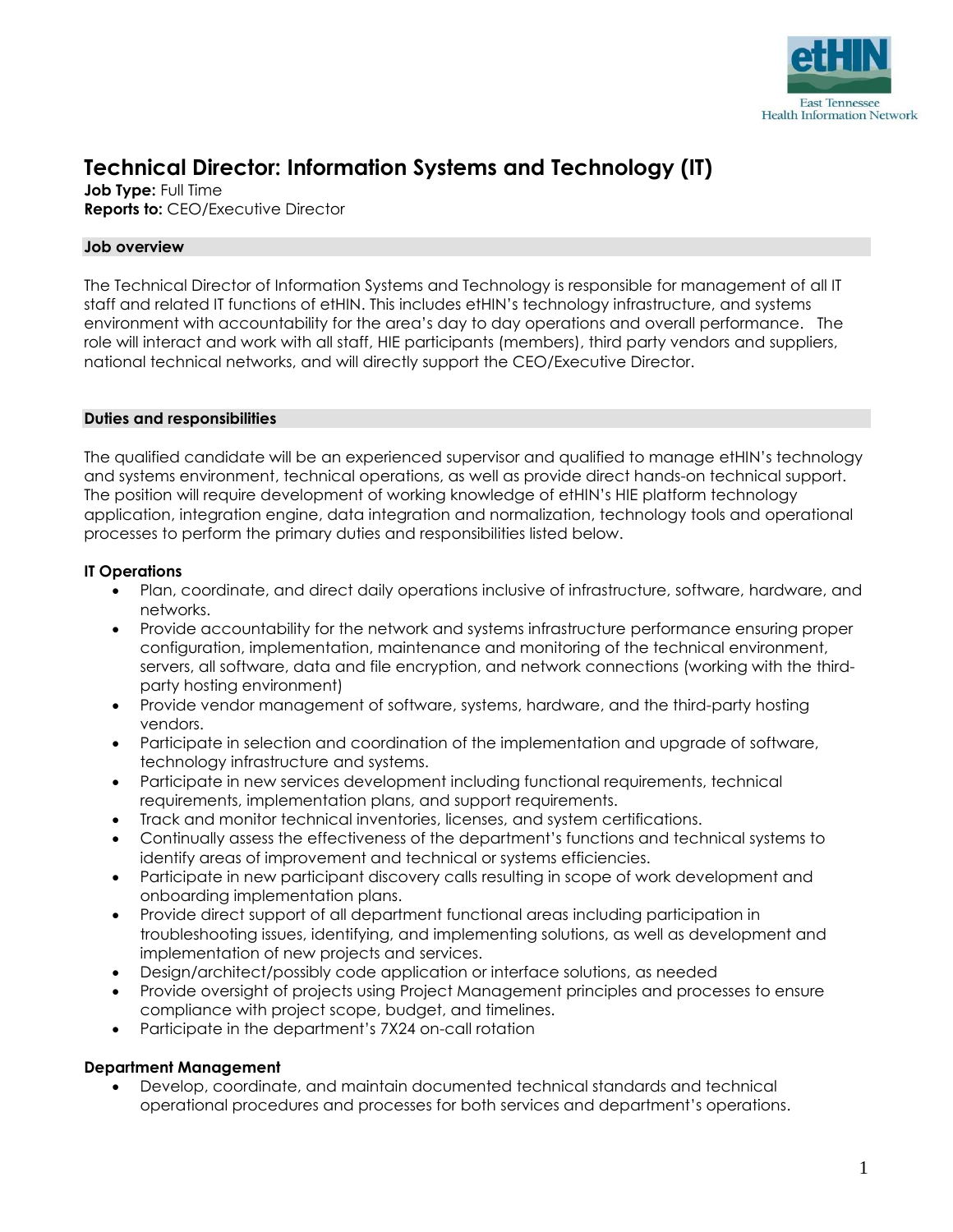# Technical Director: Information Systems and Technology (IT)

**Job Type:** Full Time
**Reports to:** CEO/Executive Director

## Job overview

The Technical Director of Information Systems and Technology is responsible for management of all IT staff and related IT functions of etHIN. This includes etHIN's technology infrastructure, and systems environment with accountability for the area's day to day operations and overall performance. The role will interact and work with all staff, HIE participants (members), third party vendors and suppliers, national technical networks, and will directly support the CEO/Executive Director.

## Duties and responsibilities

The qualified candidate will be an experienced supervisor and qualified to manage etHIN's technology and systems environment, technical operations, as well as provide direct hands-on technical support. The position will require development of working knowledge of etHIN's HIE platform technology application, integration engine, data integration and normalization, technology tools and operational processes to perform the primary duties and responsibilities listed below.

### IT Operations

- Plan, coordinate, and direct daily operations inclusive of infrastructure, software, hardware, and networks.
- Provide accountability for the network and systems infrastructure performance ensuring proper configuration, implementation, maintenance and monitoring of the technical environment, servers, all software, data and file encryption, and network connections (working with the third-party hosting environment)
- Provide vendor management of software, systems, hardware, and the third-party hosting vendors.
- Participate in selection and coordination of the implementation and upgrade of software, technology infrastructure and systems.
- Participate in new services development including functional requirements, technical requirements, implementation plans, and support requirements.
- Track and monitor technical inventories, licenses, and system certifications.
- Continually assess the effectiveness of the department's functions and technical systems to identify areas of improvement and technical or systems efficiencies.
- Participate in new participant discovery calls resulting in scope of work development and onboarding implementation plans.
- Provide direct support of all department functional areas including participation in troubleshooting issues, identifying, and implementing solutions, as well as development and implementation of new projects and services.
- Design/architect/possibly code application or interface solutions, as needed
- Provide oversight of projects using Project Management principles and processes to ensure compliance with project scope, budget, and timelines.
- Participate in the department's 7X24 on-call rotation

### Department Management

- Develop, coordinate, and maintain documented technical standards and technical operational procedures and processes for both services and department's operations.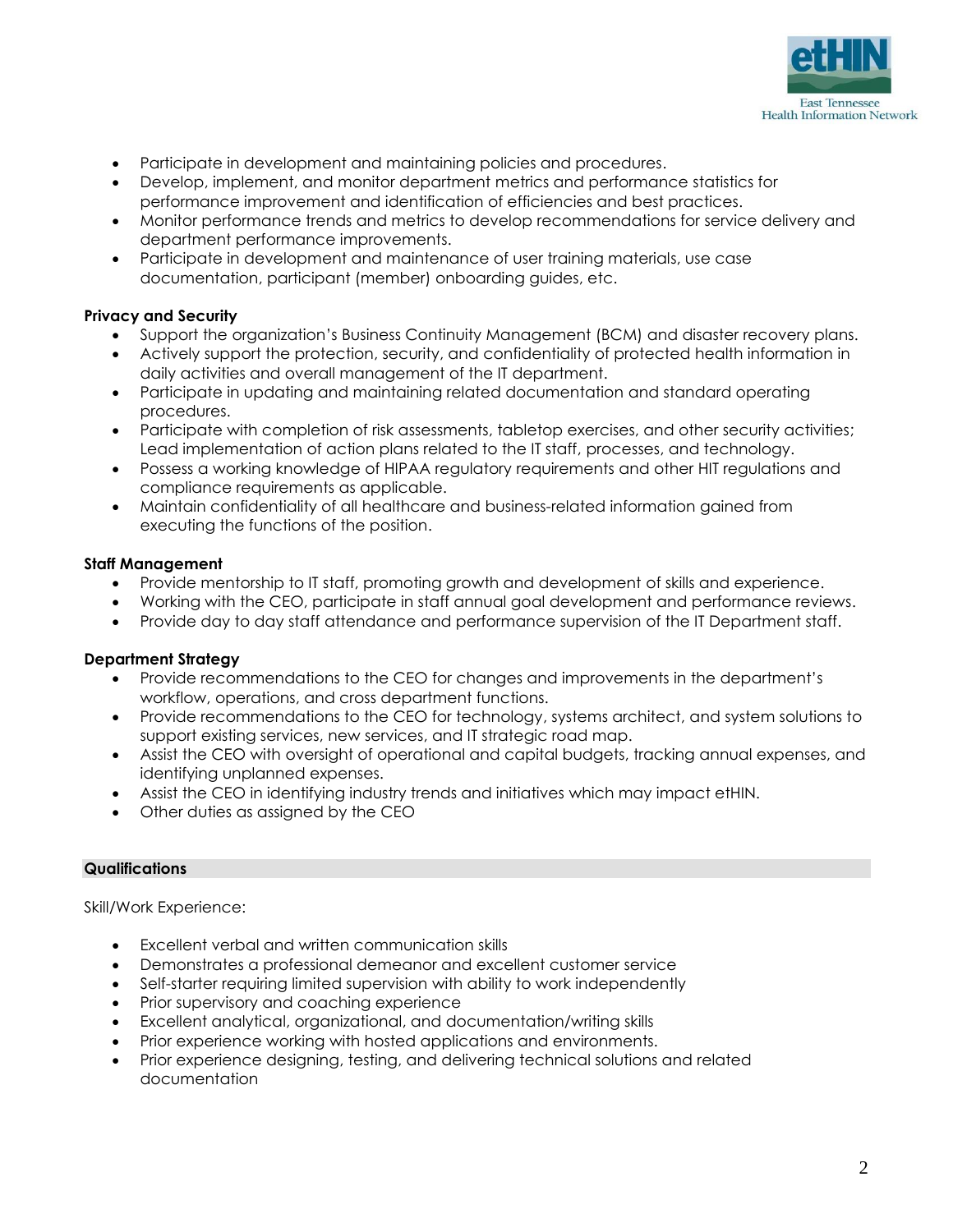- Participate in development and maintaining policies and procedures.
- Develop, implement, and monitor department metrics and performance statistics for performance improvement and identification of efficiencies and best practices.
- Monitor performance trends and metrics to develop recommendations for service delivery and department performance improvements.
- Participate in development and maintenance of user training materials, use case documentation, participant (member) onboarding guides, etc.

**Privacy and Security**

- Support the organization's Business Continuity Management (BCM) and disaster recovery plans.
- Actively support the protection, security, and confidentiality of protected health information in daily activities and overall management of the IT department.
- Participate in updating and maintaining related documentation and standard operating procedures.
- Participate with completion of risk assessments, tabletop exercises, and other security activities; Lead implementation of action plans related to the IT staff, processes, and technology.
- Possess a working knowledge of HIPAA regulatory requirements and other HIT regulations and compliance requirements as applicable.
- Maintain confidentiality of all healthcare and business-related information gained from executing the functions of the position.

**Staff Management**

- Provide mentorship to IT staff, promoting growth and development of skills and experience.
- Working with the CEO, participate in staff annual goal development and performance reviews.
- Provide day to day staff attendance and performance supervision of the IT Department staff.

**Department Strategy**

- Provide recommendations to the CEO for changes and improvements in the department's workflow, operations, and cross department functions.
- Provide recommendations to the CEO for technology, systems architect, and system solutions to support existing services, new services, and IT strategic road map.
- Assist the CEO with oversight of operational and capital budgets, tracking annual expenses, and identifying unplanned expenses.
- Assist the CEO in identifying industry trends and initiatives which may impact etHIN.
- Other duties as assigned by the CEO

## Qualifications

Skill/Work Experience:

- Excellent verbal and written communication skills
- Demonstrates a professional demeanor and excellent customer service
- Self-starter requiring limited supervision with ability to work independently
- Prior supervisory and coaching experience
- Excellent analytical, organizational, and documentation/writing skills
- Prior experience working with hosted applications and environments.
- Prior experience designing, testing, and delivering technical solutions and related documentation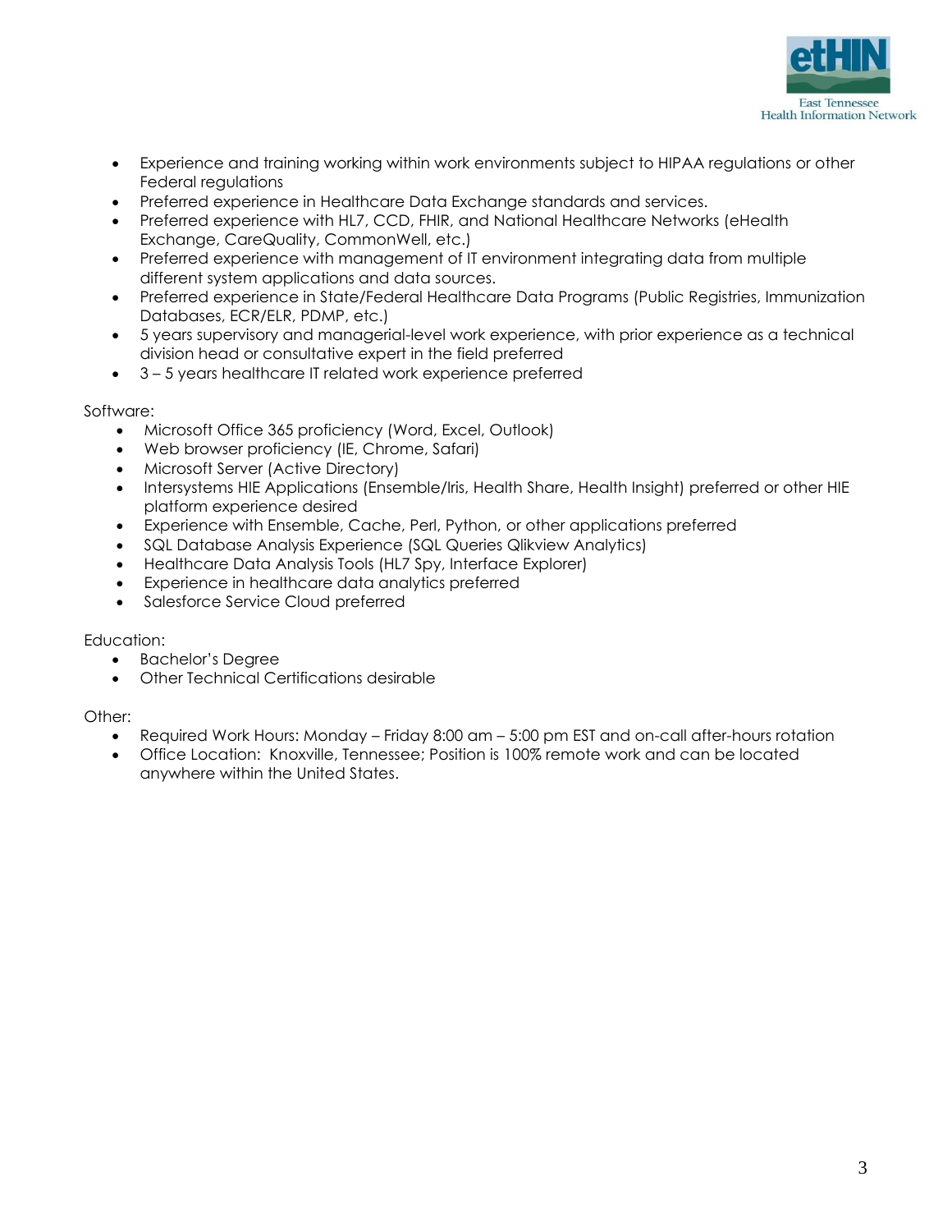- Experience and training working within work environments subject to HIPAA regulations or other Federal regulations
- Preferred experience in Healthcare Data Exchange standards and services.
- Preferred experience with HL7, CCD, FHIR, and National Healthcare Networks (eHealth Exchange, CareQuality, CommonWell, etc.)
- Preferred experience with management of IT environment integrating data from multiple different system applications and data sources.
- Preferred experience in State/Federal Healthcare Data Programs (Public Registries, Immunization Databases, ECR/ELR, PDMP, etc.)
- 5 years supervisory and managerial-level work experience, with prior experience as a technical division head or consultative expert in the field preferred
- 3 – 5 years healthcare IT related work experience preferred

Software:

- Microsoft Office 365 proficiency (Word, Excel, Outlook)
- Web browser proficiency (IE, Chrome, Safari)
- Microsoft Server (Active Directory)
- Intersystems HIE Applications (Ensemble/Iris, Health Share, Health Insight) preferred or other HIE platform experience desired
- Experience with Ensemble, Cache, Perl, Python, or other applications preferred
- SQL Database Analysis Experience (SQL Queries Qlikview Analytics)
- Healthcare Data Analysis Tools (HL7 Spy, Interface Explorer)
- Experience in healthcare data analytics preferred
- Salesforce Service Cloud preferred

Education:

- Bachelor's Degree
- Other Technical Certifications desirable

Other:

- Required Work Hours: Monday – Friday 8:00 am – 5:00 pm EST and on-call after-hours rotation
- Office Location: Knoxville, Tennessee; Position is 100% remote work and can be located anywhere within the United States.